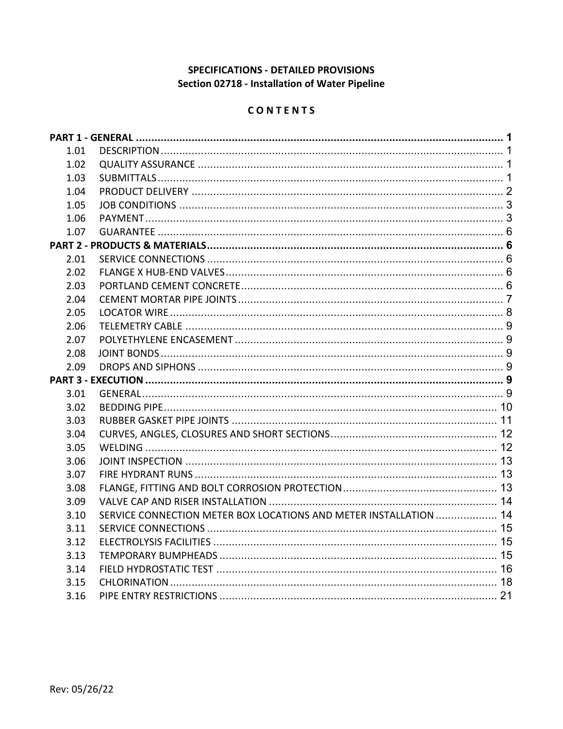**SPECIFICATIONS - DETAILED PROVISIONS**
**Section 02718 - Installation of Water Pipeline**

**C O N T E N T S**

| | | |
|---|---|---|
| **PART 1 - GENERAL** | | **1** |
| 1.01 | DESCRIPTION | 1 |
| 1.02 | QUALITY ASSURANCE | 1 |
| 1.03 | SUBMITTALS | 1 |
| 1.04 | PRODUCT DELIVERY | 2 |
| 1.05 | JOB CONDITIONS | 3 |
| 1.06 | PAYMENT | 3 |
| 1.07 | GUARANTEE | 6 |
| **PART 2 - PRODUCTS & MATERIALS** | | **6** |
| 2.01 | SERVICE CONNECTIONS | 6 |
| 2.02 | FLANGE X HUB-END VALVES | 6 |
| 2.03 | PORTLAND CEMENT CONCRETE | 6 |
| 2.04 | CEMENT MORTAR PIPE JOINTS | 7 |
| 2.05 | LOCATOR WIRE | 8 |
| 2.06 | TELEMETRY CABLE | 9 |
| 2.07 | POLYETHYLENE ENCASEMENT | 9 |
| 2.08 | JOINT BONDS | 9 |
| 2.09 | DROPS AND SIPHONS | 9 |
| **PART 3 - EXECUTION** | | **9** |
| 3.01 | GENERAL | 9 |
| 3.02 | BEDDING PIPE | 10 |
| 3.03 | RUBBER GASKET PIPE JOINTS | 11 |
| 3.04 | CURVES, ANGLES, CLOSURES AND SHORT SECTIONS | 12 |
| 3.05 | WELDING | 12 |
| 3.06 | JOINT INSPECTION | 13 |
| 3.07 | FIRE HYDRANT RUNS | 13 |
| 3.08 | FLANGE, FITTING AND BOLT CORROSION PROTECTION | 13 |
| 3.09 | VALVE CAP AND RISER INSTALLATION | 14 |
| 3.10 | SERVICE CONNECTION METER BOX LOCATIONS AND METER INSTALLATION | 14 |
| 3.11 | SERVICE CONNECTIONS | 15 |
| 3.12 | ELECTROLYSIS FACILITIES | 15 |
| 3.13 | TEMPORARY BUMPHEADS | 15 |
| 3.14 | FIELD HYDROSTATIC TEST | 16 |
| 3.15 | CHLORINATION | 18 |
| 3.16 | PIPE ENTRY RESTRICTIONS | 21 |

Rev: 05/26/22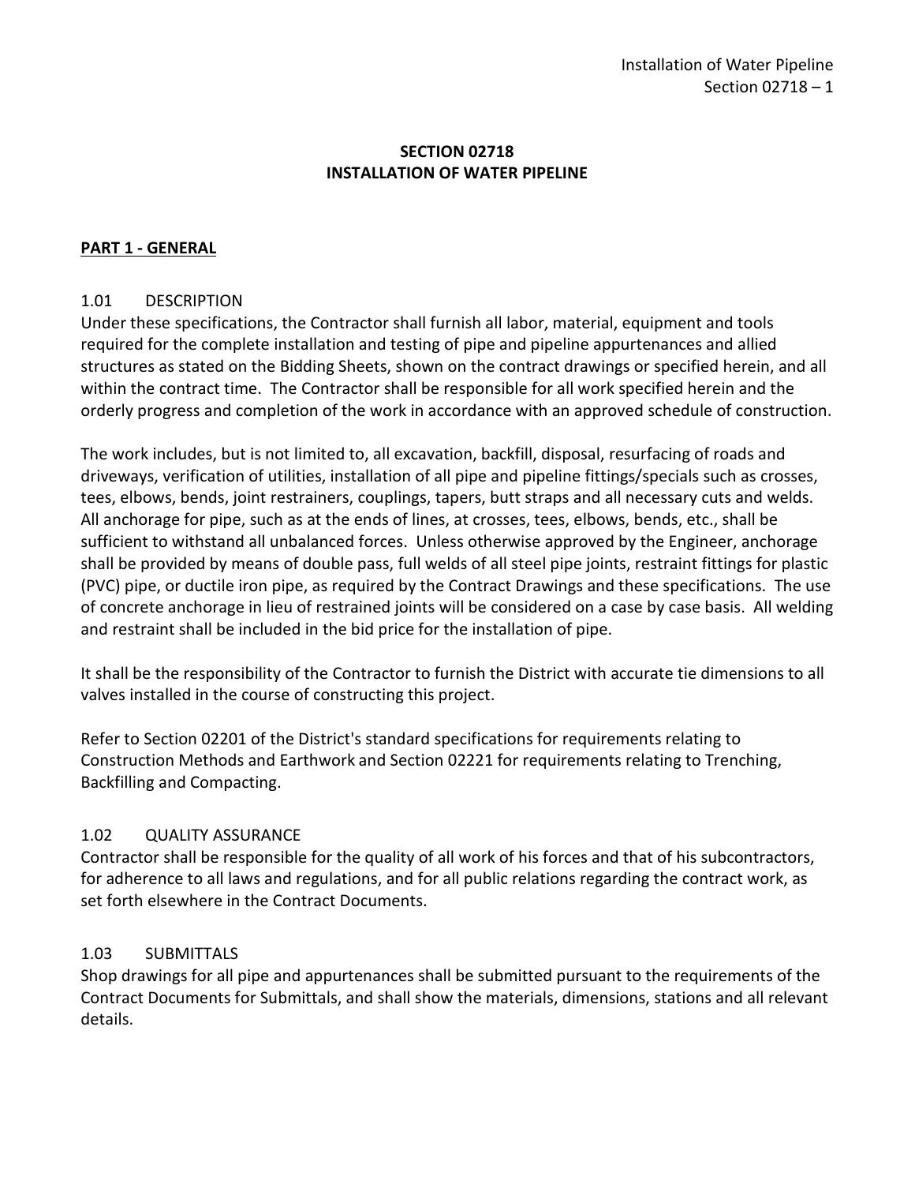# SECTION 02718
# INSTALLATION OF WATER PIPELINE

## PART 1 - GENERAL

### 1.01 DESCRIPTION

Under these specifications, the Contractor shall furnish all labor, material, equipment and tools required for the complete installation and testing of pipe and pipeline appurtenances and allied structures as stated on the Bidding Sheets, shown on the contract drawings or specified herein, and all within the contract time. The Contractor shall be responsible for all work specified herein and the orderly progress and completion of the work in accordance with an approved schedule of construction.

The work includes, but is not limited to, all excavation, backfill, disposal, resurfacing of roads and driveways, verification of utilities, installation of all pipe and pipeline fittings/specials such as crosses, tees, elbows, bends, joint restrainers, couplings, tapers, butt straps and all necessary cuts and welds. All anchorage for pipe, such as at the ends of lines, at crosses, tees, elbows, bends, etc., shall be sufficient to withstand all unbalanced forces. Unless otherwise approved by the Engineer, anchorage shall be provided by means of double pass, full welds of all steel pipe joints, restraint fittings for plastic (PVC) pipe, or ductile iron pipe, as required by the Contract Drawings and these specifications. The use of concrete anchorage in lieu of restrained joints will be considered on a case by case basis. All welding and restraint shall be included in the bid price for the installation of pipe.

It shall be the responsibility of the Contractor to furnish the District with accurate tie dimensions to all valves installed in the course of constructing this project.

Refer to Section 02201 of the District's standard specifications for requirements relating to Construction Methods and Earthwork and Section 02221 for requirements relating to Trenching, Backfilling and Compacting.

### 1.02 QUALITY ASSURANCE

Contractor shall be responsible for the quality of all work of his forces and that of his subcontractors, for adherence to all laws and regulations, and for all public relations regarding the contract work, as set forth elsewhere in the Contract Documents.

### 1.03 SUBMITTALS

Shop drawings for all pipe and appurtenances shall be submitted pursuant to the requirements of the Contract Documents for Submittals, and shall show the materials, dimensions, stations and all relevant details.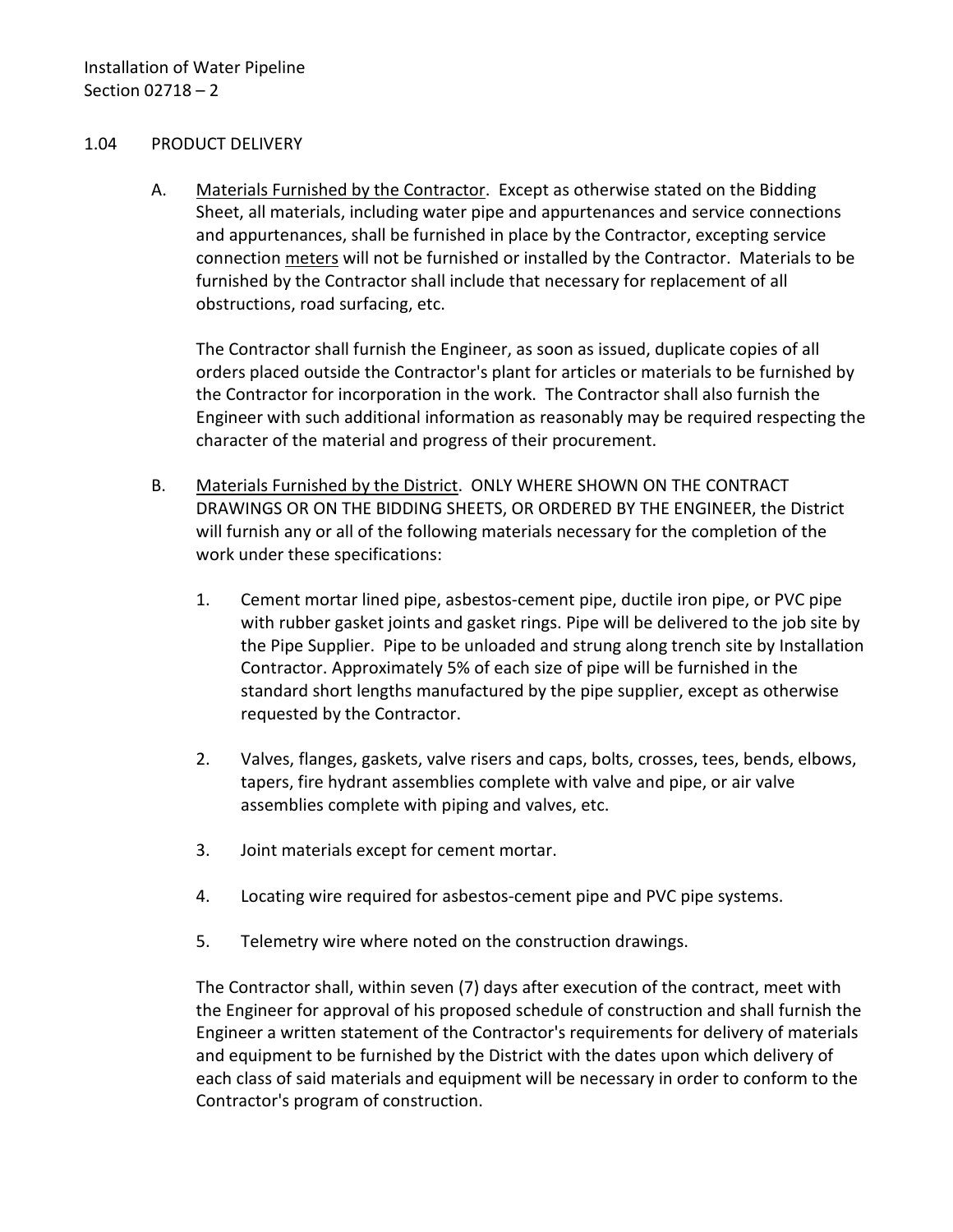## 1.04 PRODUCT DELIVERY

A. <u>Materials Furnished by the Contractor</u>. Except as otherwise stated on the Bidding Sheet, all materials, including water pipe and appurtenances and service connections and appurtenances, shall be furnished in place by the Contractor, excepting service connection <u>meters</u> will not be furnished or installed by the Contractor. Materials to be furnished by the Contractor shall include that necessary for replacement of all obstructions, road surfacing, etc.

   The Contractor shall furnish the Engineer, as soon as issued, duplicate copies of all orders placed outside the Contractor's plant for articles or materials to be furnished by the Contractor for incorporation in the work. The Contractor shall also furnish the Engineer with such additional information as reasonably may be required respecting the character of the material and progress of their procurement.

B. <u>Materials Furnished by the District</u>. ONLY WHERE SHOWN ON THE CONTRACT DRAWINGS OR ON THE BIDDING SHEETS, OR ORDERED BY THE ENGINEER, the District will furnish any or all of the following materials necessary for the completion of the work under these specifications:

   1. Cement mortar lined pipe, asbestos-cement pipe, ductile iron pipe, or PVC pipe with rubber gasket joints and gasket rings. Pipe will be delivered to the job site by the Pipe Supplier. Pipe to be unloaded and strung along trench site by Installation Contractor. Approximately 5% of each size of pipe will be furnished in the standard short lengths manufactured by the pipe supplier, except as otherwise requested by the Contractor.

   2. Valves, flanges, gaskets, valve risers and caps, bolts, crosses, tees, bends, elbows, tapers, fire hydrant assemblies complete with valve and pipe, or air valve assemblies complete with piping and valves, etc.

   3. Joint materials except for cement mortar.

   4. Locating wire required for asbestos-cement pipe and PVC pipe systems.

   5. Telemetry wire where noted on the construction drawings.

   The Contractor shall, within seven (7) days after execution of the contract, meet with the Engineer for approval of his proposed schedule of construction and shall furnish the Engineer a written statement of the Contractor's requirements for delivery of materials and equipment to be furnished by the District with the dates upon which delivery of each class of said materials and equipment will be necessary in order to conform to the Contractor's program of construction.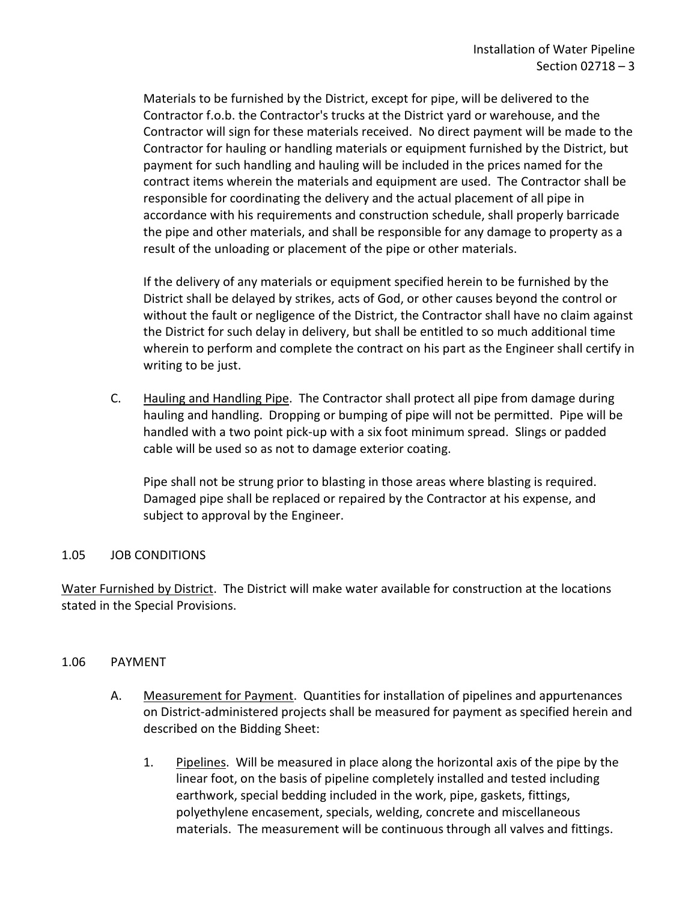Materials to be furnished by the District, except for pipe, will be delivered to the Contractor f.o.b. the Contractor's trucks at the District yard or warehouse, and the Contractor will sign for these materials received. No direct payment will be made to the Contractor for hauling or handling materials or equipment furnished by the District, but payment for such handling and hauling will be included in the prices named for the contract items wherein the materials and equipment are used. The Contractor shall be responsible for coordinating the delivery and the actual placement of all pipe in accordance with his requirements and construction schedule, shall properly barricade the pipe and other materials, and shall be responsible for any damage to property as a result of the unloading or placement of the pipe or other materials.

If the delivery of any materials or equipment specified herein to be furnished by the District shall be delayed by strikes, acts of God, or other causes beyond the control or without the fault or negligence of the District, the Contractor shall have no claim against the District for such delay in delivery, but shall be entitled to so much additional time wherein to perform and complete the contract on his part as the Engineer shall certify in writing to be just.

C. Hauling and Handling Pipe. The Contractor shall protect all pipe from damage during hauling and handling. Dropping or bumping of pipe will not be permitted. Pipe will be handled with a two point pick-up with a six foot minimum spread. Slings or padded cable will be used so as not to damage exterior coating.

Pipe shall not be strung prior to blasting in those areas where blasting is required. Damaged pipe shall be replaced or repaired by the Contractor at his expense, and subject to approval by the Engineer.

## 1.05 JOB CONDITIONS

Water Furnished by District. The District will make water available for construction at the locations stated in the Special Provisions.

## 1.06 PAYMENT

A. Measurement for Payment. Quantities for installation of pipelines and appurtenances on District-administered projects shall be measured for payment as specified herein and described on the Bidding Sheet:

1. Pipelines. Will be measured in place along the horizontal axis of the pipe by the linear foot, on the basis of pipeline completely installed and tested including earthwork, special bedding included in the work, pipe, gaskets, fittings, polyethylene encasement, specials, welding, concrete and miscellaneous materials. The measurement will be continuous through all valves and fittings.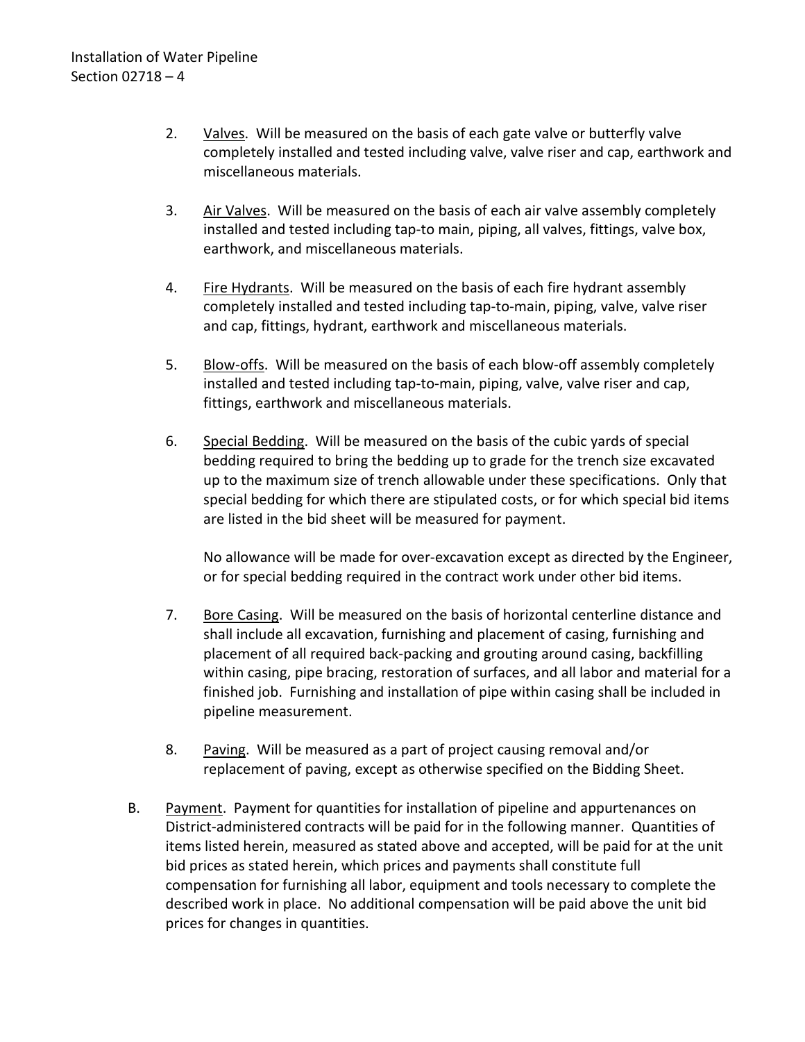2. Valves. Will be measured on the basis of each gate valve or butterfly valve completely installed and tested including valve, valve riser and cap, earthwork and miscellaneous materials.

3. Air Valves. Will be measured on the basis of each air valve assembly completely installed and tested including tap-to main, piping, all valves, fittings, valve box, earthwork, and miscellaneous materials.

4. Fire Hydrants. Will be measured on the basis of each fire hydrant assembly completely installed and tested including tap-to-main, piping, valve, valve riser and cap, fittings, hydrant, earthwork and miscellaneous materials.

5. Blow-offs. Will be measured on the basis of each blow-off assembly completely installed and tested including tap-to-main, piping, valve, valve riser and cap, fittings, earthwork and miscellaneous materials.

6. Special Bedding. Will be measured on the basis of the cubic yards of special bedding required to bring the bedding up to grade for the trench size excavated up to the maximum size of trench allowable under these specifications. Only that special bedding for which there are stipulated costs, or for which special bid items are listed in the bid sheet will be measured for payment.

   No allowance will be made for over-excavation except as directed by the Engineer, or for special bedding required in the contract work under other bid items.

7. Bore Casing. Will be measured on the basis of horizontal centerline distance and shall include all excavation, furnishing and placement of casing, furnishing and placement of all required back-packing and grouting around casing, backfilling within casing, pipe bracing, restoration of surfaces, and all labor and material for a finished job. Furnishing and installation of pipe within casing shall be included in pipeline measurement.

8. Paving. Will be measured as a part of project causing removal and/or replacement of paving, except as otherwise specified on the Bidding Sheet.

B. Payment. Payment for quantities for installation of pipeline and appurtenances on District-administered contracts will be paid for in the following manner. Quantities of items listed herein, measured as stated above and accepted, will be paid for at the unit bid prices as stated herein, which prices and payments shall constitute full compensation for furnishing all labor, equipment and tools necessary to complete the described work in place. No additional compensation will be paid above the unit bid prices for changes in quantities.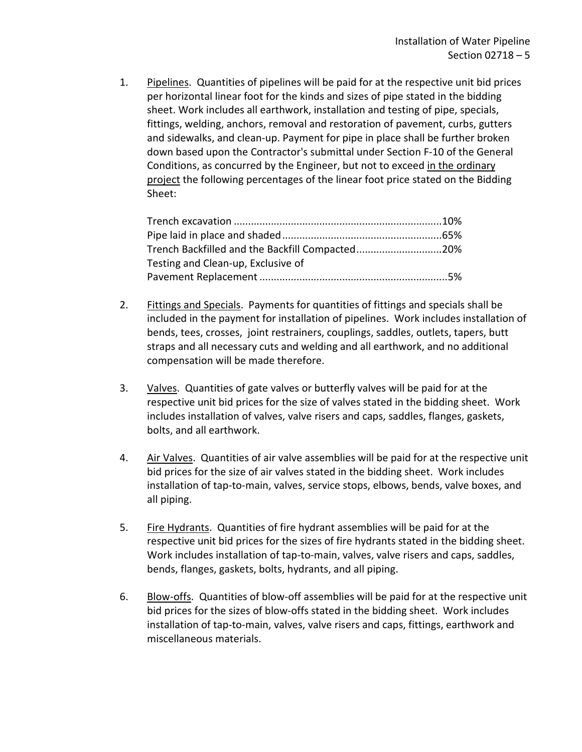1. Pipelines. Quantities of pipelines will be paid for at the respective unit bid prices per horizontal linear foot for the kinds and sizes of pipe stated in the bidding sheet. Work includes all earthwork, installation and testing of pipe, specials, fittings, welding, anchors, removal and restoration of pavement, curbs, gutters and sidewalks, and clean-up. Payment for pipe in place shall be further broken down based upon the Contractor's submittal under Section F-10 of the General Conditions, as concurred by the Engineer, but not to exceed in the ordinary project the following percentages of the linear foot price stated on the Bidding Sheet:

   | | |
   |---|---|
   | Trench excavation | 10% |
   | Pipe laid in place and shaded | 65% |
   | Trench Backfilled and the Backfill Compacted | 20% |
   | Testing and Clean-up, Exclusive of Pavement Replacement | 5% |

2. Fittings and Specials. Payments for quantities of fittings and specials shall be included in the payment for installation of pipelines. Work includes installation of bends, tees, crosses, joint restrainers, couplings, saddles, outlets, tapers, butt straps and all necessary cuts and welding and all earthwork, and no additional compensation will be made therefore.

3. Valves. Quantities of gate valves or butterfly valves will be paid for at the respective unit bid prices for the size of valves stated in the bidding sheet. Work includes installation of valves, valve risers and caps, saddles, flanges, gaskets, bolts, and all earthwork.

4. Air Valves. Quantities of air valve assemblies will be paid for at the respective unit bid prices for the size of air valves stated in the bidding sheet. Work includes installation of tap-to-main, valves, service stops, elbows, bends, valve boxes, and all piping.

5. Fire Hydrants. Quantities of fire hydrant assemblies will be paid for at the respective unit bid prices for the sizes of fire hydrants stated in the bidding sheet. Work includes installation of tap-to-main, valves, valve risers and caps, saddles, bends, flanges, gaskets, bolts, hydrants, and all piping.

6. Blow-offs. Quantities of blow-off assemblies will be paid for at the respective unit bid prices for the sizes of blow-offs stated in the bidding sheet. Work includes installation of tap-to-main, valves, valve risers and caps, fittings, earthwork and miscellaneous materials.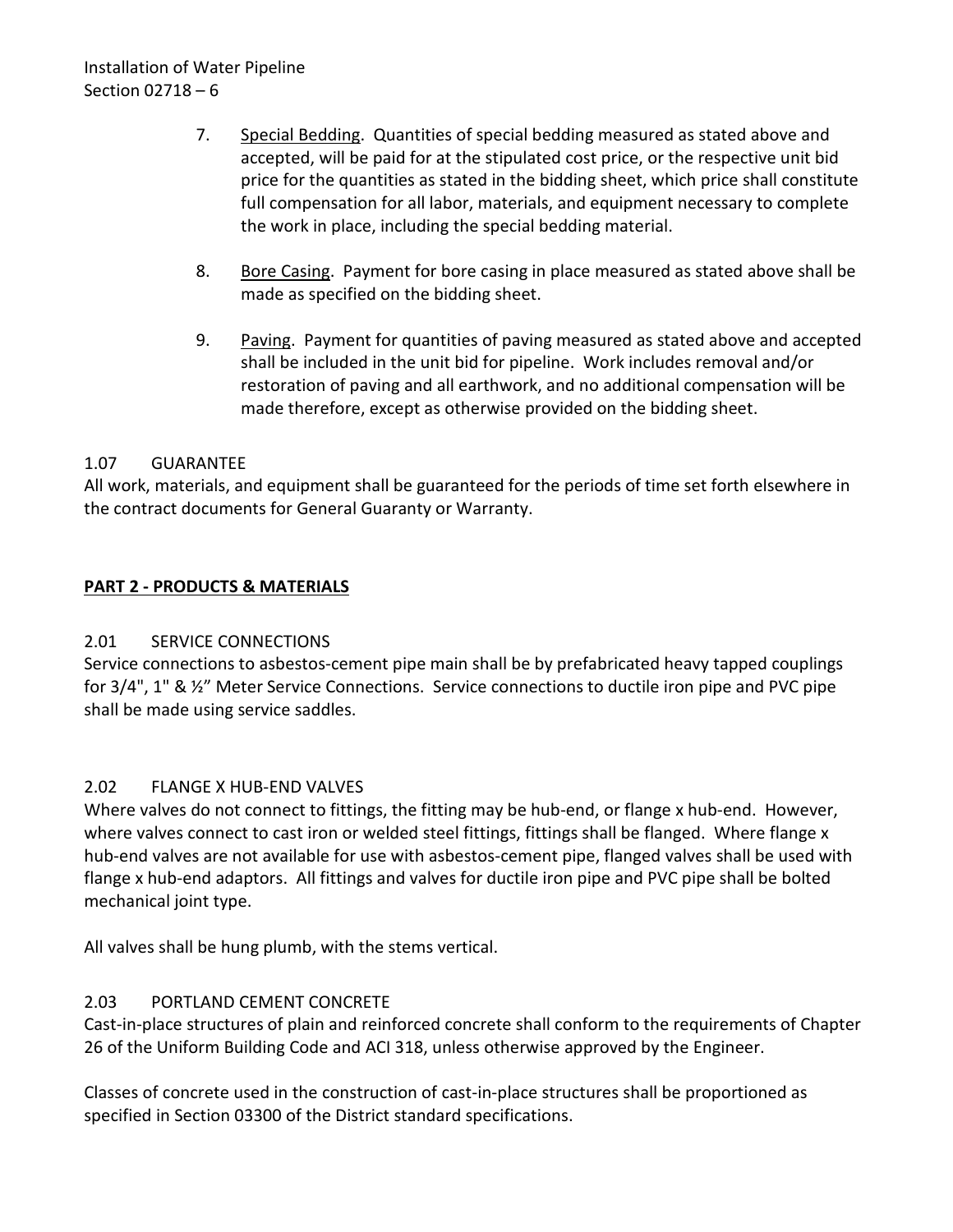7. Special Bedding. Quantities of special bedding measured as stated above and accepted, will be paid for at the stipulated cost price, or the respective unit bid price for the quantities as stated in the bidding sheet, which price shall constitute full compensation for all labor, materials, and equipment necessary to complete the work in place, including the special bedding material.

8. Bore Casing. Payment for bore casing in place measured as stated above shall be made as specified on the bidding sheet.

9. Paving. Payment for quantities of paving measured as stated above and accepted shall be included in the unit bid for pipeline. Work includes removal and/or restoration of paving and all earthwork, and no additional compensation will be made therefore, except as otherwise provided on the bidding sheet.

### 1.07 GUARANTEE

All work, materials, and equipment shall be guaranteed for the periods of time set forth elsewhere in the contract documents for General Guaranty or Warranty.

## PART 2 - PRODUCTS & MATERIALS

### 2.01 SERVICE CONNECTIONS

Service connections to asbestos-cement pipe main shall be by prefabricated heavy tapped couplings for 3/4", 1" & ½" Meter Service Connections. Service connections to ductile iron pipe and PVC pipe shall be made using service saddles.

### 2.02 FLANGE X HUB-END VALVES

Where valves do not connect to fittings, the fitting may be hub-end, or flange x hub-end. However, where valves connect to cast iron or welded steel fittings, fittings shall be flanged. Where flange x hub-end valves are not available for use with asbestos-cement pipe, flanged valves shall be used with flange x hub-end adaptors. All fittings and valves for ductile iron pipe and PVC pipe shall be bolted mechanical joint type.

All valves shall be hung plumb, with the stems vertical.

### 2.03 PORTLAND CEMENT CONCRETE

Cast-in-place structures of plain and reinforced concrete shall conform to the requirements of Chapter 26 of the Uniform Building Code and ACI 318, unless otherwise approved by the Engineer.

Classes of concrete used in the construction of cast-in-place structures shall be proportioned as specified in Section 03300 of the District standard specifications.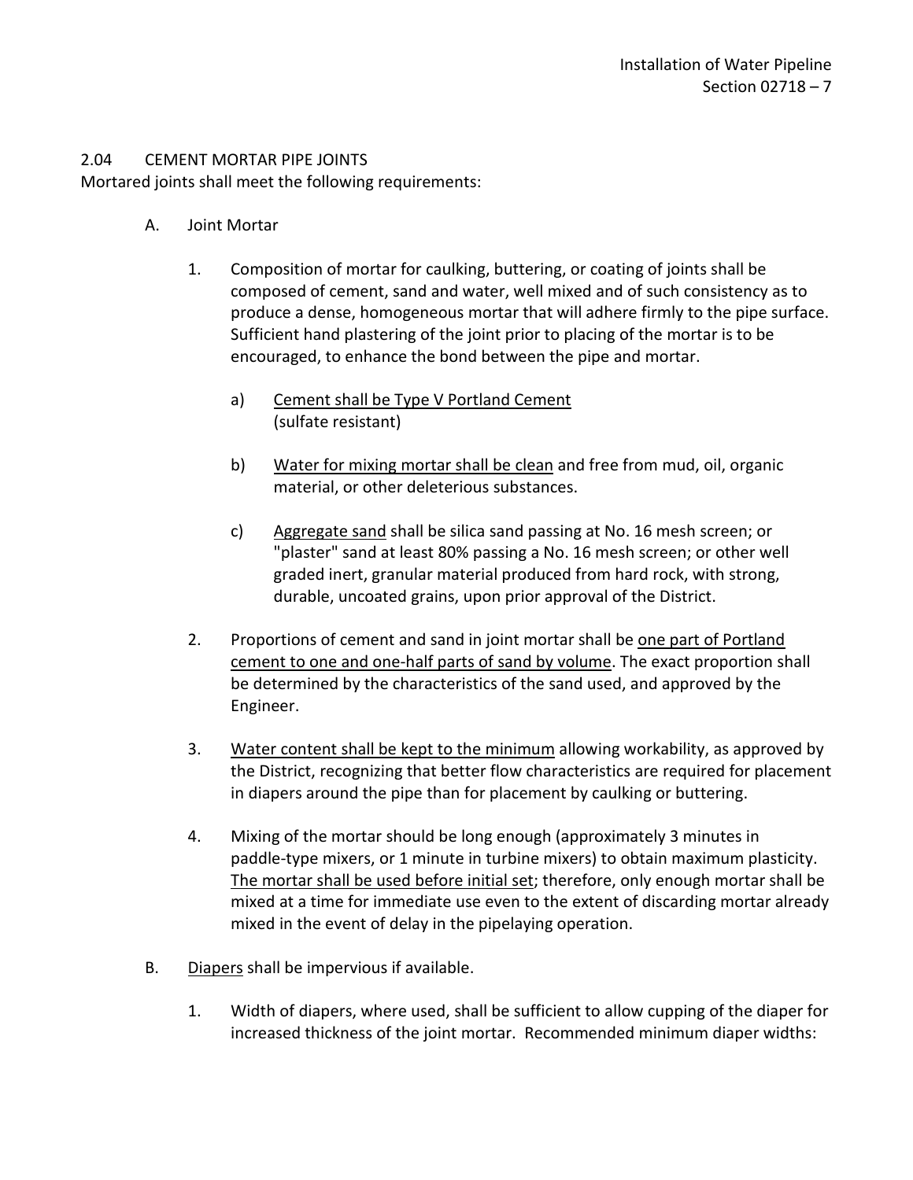## 2.04 CEMENT MORTAR PIPE JOINTS

Mortared joints shall meet the following requirements:

A. Joint Mortar

1. Composition of mortar for caulking, buttering, or coating of joints shall be composed of cement, sand and water, well mixed and of such consistency as to produce a dense, homogeneous mortar that will adhere firmly to the pipe surface. Sufficient hand plastering of the joint prior to placing of the mortar is to be encouraged, to enhance the bond between the pipe and mortar.

   a) <u>Cement shall be Type V Portland Cement</u> (sulfate resistant)

   b) <u>Water for mixing mortar shall be clean</u> and free from mud, oil, organic material, or other deleterious substances.

   c) <u>Aggregate sand</u> shall be silica sand passing at No. 16 mesh screen; or "plaster" sand at least 80% passing a No. 16 mesh screen; or other well graded inert, granular material produced from hard rock, with strong, durable, uncoated grains, upon prior approval of the District.

2. Proportions of cement and sand in joint mortar shall be <u>one part of Portland cement to one and one-half parts of sand by volume</u>. The exact proportion shall be determined by the characteristics of the sand used, and approved by the Engineer.

3. <u>Water content shall be kept to the minimum</u> allowing workability, as approved by the District, recognizing that better flow characteristics are required for placement in diapers around the pipe than for placement by caulking or buttering.

4. Mixing of the mortar should be long enough (approximately 3 minutes in paddle-type mixers, or 1 minute in turbine mixers) to obtain maximum plasticity. <u>The mortar shall be used before initial set</u>; therefore, only enough mortar shall be mixed at a time for immediate use even to the extent of discarding mortar already mixed in the event of delay in the pipelaying operation.

B. <u>Diapers</u> shall be impervious if available.

1. Width of diapers, where used, shall be sufficient to allow cupping of the diaper for increased thickness of the joint mortar. Recommended minimum diaper widths: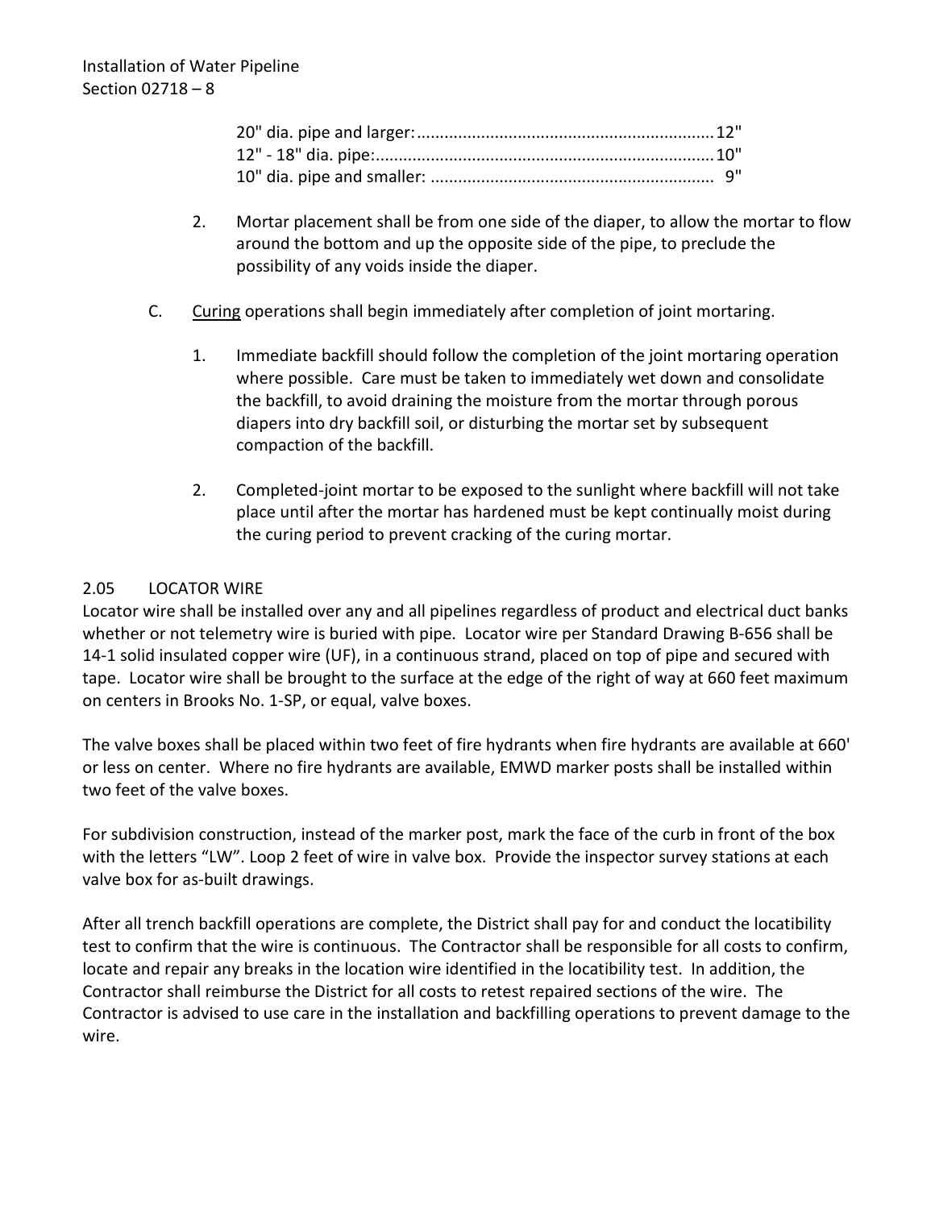20" dia. pipe and larger: ................................................................ 12"
12" - 18" dia. pipe: ......................................................................... 10"
10" dia. pipe and smaller: ............................................................. 9"

2. Mortar placement shall be from one side of the diaper, to allow the mortar to flow around the bottom and up the opposite side of the pipe, to preclude the possibility of any voids inside the diaper.

C. Curing operations shall begin immediately after completion of joint mortaring.

1. Immediate backfill should follow the completion of the joint mortaring operation where possible. Care must be taken to immediately wet down and consolidate the backfill, to avoid draining the moisture from the mortar through porous diapers into dry backfill soil, or disturbing the mortar set by subsequent compaction of the backfill.

2. Completed-joint mortar to be exposed to the sunlight where backfill will not take place until after the mortar has hardened must be kept continually moist during the curing period to prevent cracking of the curing mortar.

## 2.05 LOCATOR WIRE

Locator wire shall be installed over any and all pipelines regardless of product and electrical duct banks whether or not telemetry wire is buried with pipe. Locator wire per Standard Drawing B-656 shall be 14-1 solid insulated copper wire (UF), in a continuous strand, placed on top of pipe and secured with tape. Locator wire shall be brought to the surface at the edge of the right of way at 660 feet maximum on centers in Brooks No. 1-SP, or equal, valve boxes.

The valve boxes shall be placed within two feet of fire hydrants when fire hydrants are available at 660' or less on center. Where no fire hydrants are available, EMWD marker posts shall be installed within two feet of the valve boxes.

For subdivision construction, instead of the marker post, mark the face of the curb in front of the box with the letters "LW". Loop 2 feet of wire in valve box. Provide the inspector survey stations at each valve box for as-built drawings.

After all trench backfill operations are complete, the District shall pay for and conduct the locatibility test to confirm that the wire is continuous. The Contractor shall be responsible for all costs to confirm, locate and repair any breaks in the location wire identified in the locatibility test. In addition, the Contractor shall reimburse the District for all costs to retest repaired sections of the wire. The Contractor is advised to use care in the installation and backfilling operations to prevent damage to the wire.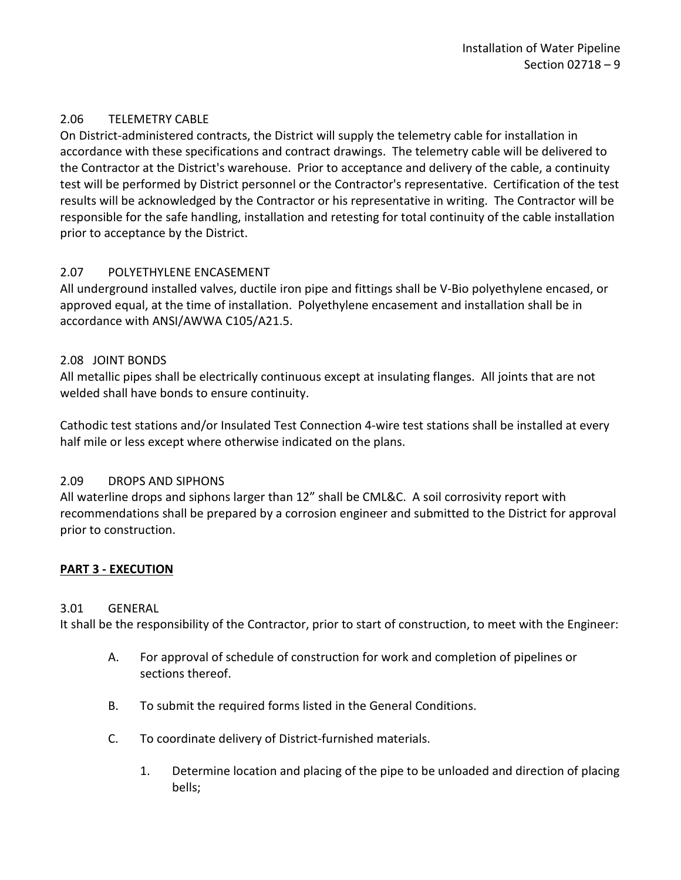### 2.06 TELEMETRY CABLE

On District-administered contracts, the District will supply the telemetry cable for installation in accordance with these specifications and contract drawings. The telemetry cable will be delivered to the Contractor at the District's warehouse. Prior to acceptance and delivery of the cable, a continuity test will be performed by District personnel or the Contractor's representative. Certification of the test results will be acknowledged by the Contractor or his representative in writing. The Contractor will be responsible for the safe handling, installation and retesting for total continuity of the cable installation prior to acceptance by the District.

### 2.07 POLYETHYLENE ENCASEMENT

All underground installed valves, ductile iron pipe and fittings shall be V-Bio polyethylene encased, or approved equal, at the time of installation. Polyethylene encasement and installation shall be in accordance with ANSI/AWWA C105/A21.5.

### 2.08 JOINT BONDS

All metallic pipes shall be electrically continuous except at insulating flanges. All joints that are not welded shall have bonds to ensure continuity.

Cathodic test stations and/or Insulated Test Connection 4-wire test stations shall be installed at every half mile or less except where otherwise indicated on the plans.

### 2.09 DROPS AND SIPHONS

All waterline drops and siphons larger than 12" shall be CML&C. A soil corrosivity report with recommendations shall be prepared by a corrosion engineer and submitted to the District for approval prior to construction.

## **PART 3 - EXECUTION**

### 3.01 GENERAL

It shall be the responsibility of the Contractor, prior to start of construction, to meet with the Engineer:

A. For approval of schedule of construction for work and completion of pipelines or sections thereof.

B. To submit the required forms listed in the General Conditions.

C. To coordinate delivery of District-furnished materials.

  1. Determine location and placing of the pipe to be unloaded and direction of placing bells;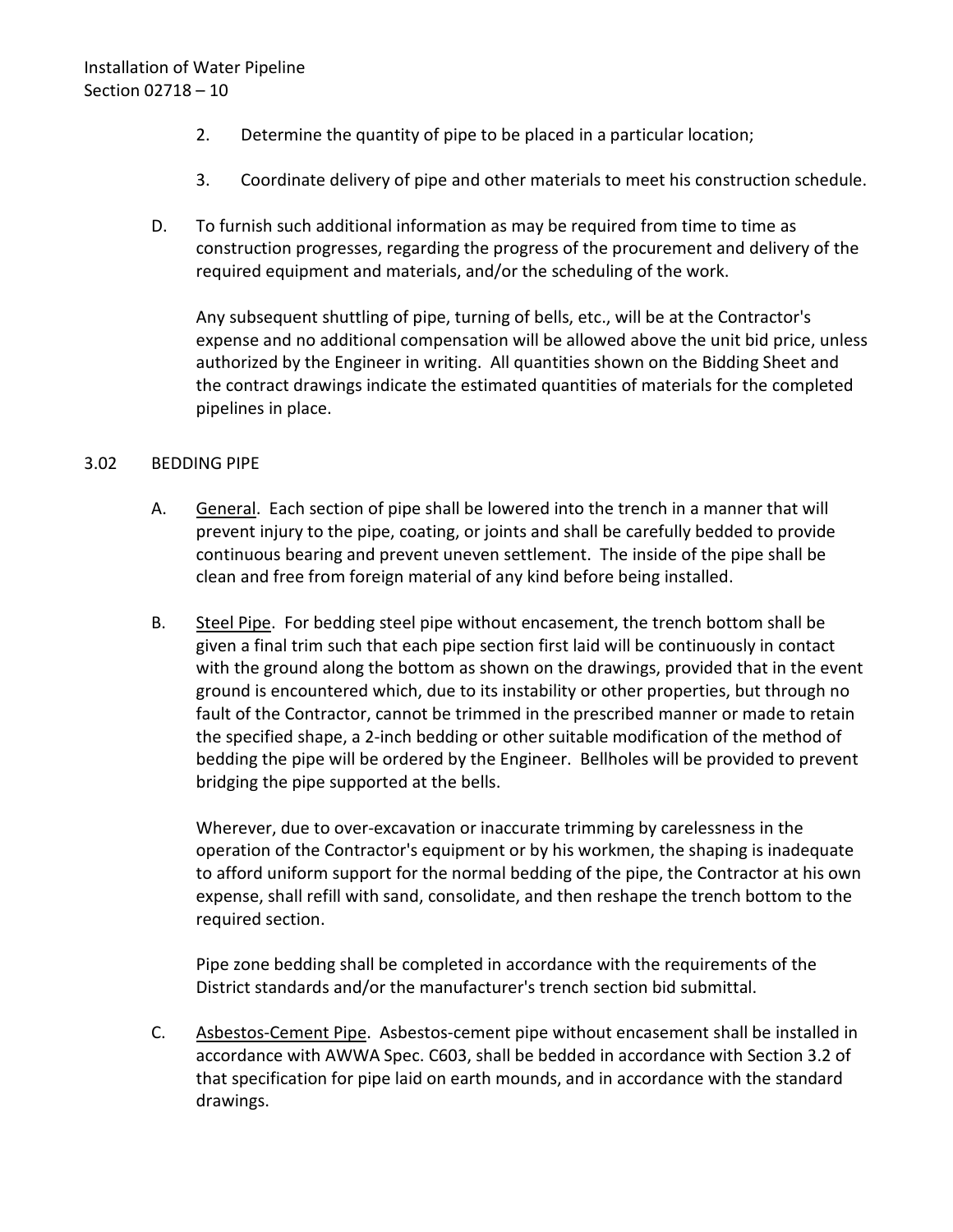2. Determine the quantity of pipe to be placed in a particular location;

3. Coordinate delivery of pipe and other materials to meet his construction schedule.

D. To furnish such additional information as may be required from time to time as construction progresses, regarding the progress of the procurement and delivery of the required equipment and materials, and/or the scheduling of the work.

Any subsequent shuttling of pipe, turning of bells, etc., will be at the Contractor's expense and no additional compensation will be allowed above the unit bid price, unless authorized by the Engineer in writing. All quantities shown on the Bidding Sheet and the contract drawings indicate the estimated quantities of materials for the completed pipelines in place.

## 3.02 BEDDING PIPE

A. General. Each section of pipe shall be lowered into the trench in a manner that will prevent injury to the pipe, coating, or joints and shall be carefully bedded to provide continuous bearing and prevent uneven settlement. The inside of the pipe shall be clean and free from foreign material of any kind before being installed.

B. Steel Pipe. For bedding steel pipe without encasement, the trench bottom shall be given a final trim such that each pipe section first laid will be continuously in contact with the ground along the bottom as shown on the drawings, provided that in the event ground is encountered which, due to its instability or other properties, but through no fault of the Contractor, cannot be trimmed in the prescribed manner or made to retain the specified shape, a 2-inch bedding or other suitable modification of the method of bedding the pipe will be ordered by the Engineer. Bellholes will be provided to prevent bridging the pipe supported at the bells.

Wherever, due to over-excavation or inaccurate trimming by carelessness in the operation of the Contractor's equipment or by his workmen, the shaping is inadequate to afford uniform support for the normal bedding of the pipe, the Contractor at his own expense, shall refill with sand, consolidate, and then reshape the trench bottom to the required section.

Pipe zone bedding shall be completed in accordance with the requirements of the District standards and/or the manufacturer's trench section bid submittal.

C. Asbestos-Cement Pipe. Asbestos-cement pipe without encasement shall be installed in accordance with AWWA Spec. C603, shall be bedded in accordance with Section 3.2 of that specification for pipe laid on earth mounds, and in accordance with the standard drawings.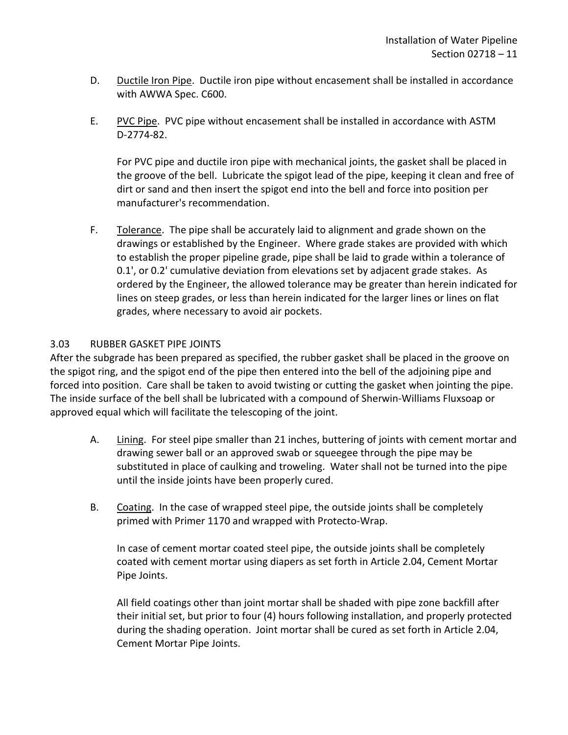D. Ductile Iron Pipe. Ductile iron pipe without encasement shall be installed in accordance with AWWA Spec. C600.

E. PVC Pipe. PVC pipe without encasement shall be installed in accordance with ASTM D-2774-82.

For PVC pipe and ductile iron pipe with mechanical joints, the gasket shall be placed in the groove of the bell. Lubricate the spigot lead of the pipe, keeping it clean and free of dirt or sand and then insert the spigot end into the bell and force into position per manufacturer's recommendation.

F. Tolerance. The pipe shall be accurately laid to alignment and grade shown on the drawings or established by the Engineer. Where grade stakes are provided with which to establish the proper pipeline grade, pipe shall be laid to grade within a tolerance of 0.1', or 0.2' cumulative deviation from elevations set by adjacent grade stakes. As ordered by the Engineer, the allowed tolerance may be greater than herein indicated for lines on steep grades, or less than herein indicated for the larger lines or lines on flat grades, where necessary to avoid air pockets.

### 3.03 RUBBER GASKET PIPE JOINTS

After the subgrade has been prepared as specified, the rubber gasket shall be placed in the groove on the spigot ring, and the spigot end of the pipe then entered into the bell of the adjoining pipe and forced into position. Care shall be taken to avoid twisting or cutting the gasket when jointing the pipe. The inside surface of the bell shall be lubricated with a compound of Sherwin-Williams Fluxsoap or approved equal which will facilitate the telescoping of the joint.

A. Lining. For steel pipe smaller than 21 inches, buttering of joints with cement mortar and drawing sewer ball or an approved swab or squeegee through the pipe may be substituted in place of caulking and troweling. Water shall not be turned into the pipe until the inside joints have been properly cured.

B. Coating. In the case of wrapped steel pipe, the outside joints shall be completely primed with Primer 1170 and wrapped with Protecto-Wrap.

In case of cement mortar coated steel pipe, the outside joints shall be completely coated with cement mortar using diapers as set forth in Article 2.04, Cement Mortar Pipe Joints.

All field coatings other than joint mortar shall be shaded with pipe zone backfill after their initial set, but prior to four (4) hours following installation, and properly protected during the shading operation. Joint mortar shall be cured as set forth in Article 2.04, Cement Mortar Pipe Joints.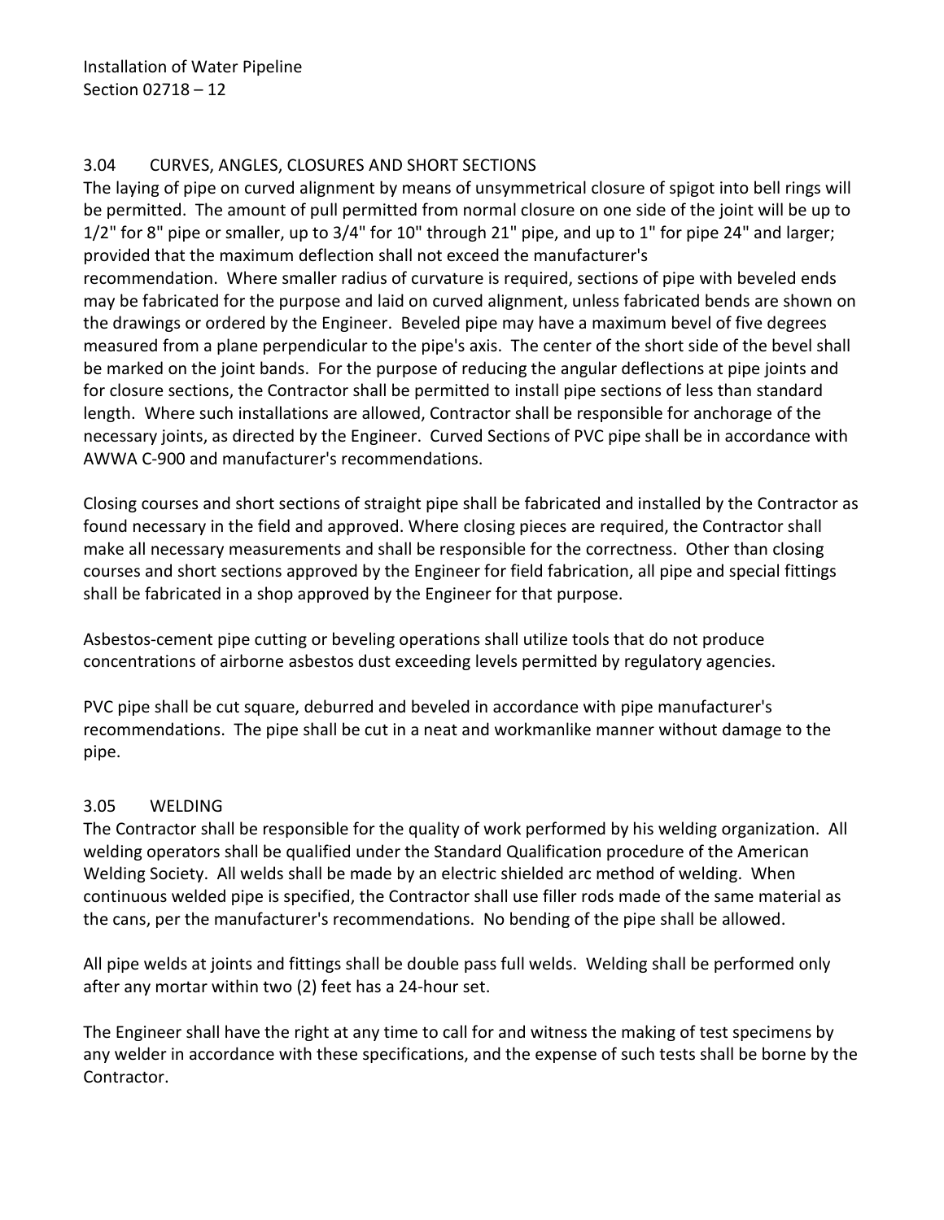### 3.04 CURVES, ANGLES, CLOSURES AND SHORT SECTIONS

The laying of pipe on curved alignment by means of unsymmetrical closure of spigot into bell rings will be permitted. The amount of pull permitted from normal closure on one side of the joint will be up to 1/2" for 8" pipe or smaller, up to 3/4" for 10" through 21" pipe, and up to 1" for pipe 24" and larger; provided that the maximum deflection shall not exceed the manufacturer's recommendation. Where smaller radius of curvature is required, sections of pipe with beveled ends may be fabricated for the purpose and laid on curved alignment, unless fabricated bends are shown on the drawings or ordered by the Engineer. Beveled pipe may have a maximum bevel of five degrees measured from a plane perpendicular to the pipe's axis. The center of the short side of the bevel shall be marked on the joint bands. For the purpose of reducing the angular deflections at pipe joints and for closure sections, the Contractor shall be permitted to install pipe sections of less than standard length. Where such installations are allowed, Contractor shall be responsible for anchorage of the necessary joints, as directed by the Engineer. Curved Sections of PVC pipe shall be in accordance with AWWA C-900 and manufacturer's recommendations.

Closing courses and short sections of straight pipe shall be fabricated and installed by the Contractor as found necessary in the field and approved. Where closing pieces are required, the Contractor shall make all necessary measurements and shall be responsible for the correctness. Other than closing courses and short sections approved by the Engineer for field fabrication, all pipe and special fittings shall be fabricated in a shop approved by the Engineer for that purpose.

Asbestos-cement pipe cutting or beveling operations shall utilize tools that do not produce concentrations of airborne asbestos dust exceeding levels permitted by regulatory agencies.

PVC pipe shall be cut square, deburred and beveled in accordance with pipe manufacturer's recommendations. The pipe shall be cut in a neat and workmanlike manner without damage to the pipe.

### 3.05 WELDING

The Contractor shall be responsible for the quality of work performed by his welding organization. All welding operators shall be qualified under the Standard Qualification procedure of the American Welding Society. All welds shall be made by an electric shielded arc method of welding. When continuous welded pipe is specified, the Contractor shall use filler rods made of the same material as the cans, per the manufacturer's recommendations. No bending of the pipe shall be allowed.

All pipe welds at joints and fittings shall be double pass full welds. Welding shall be performed only after any mortar within two (2) feet has a 24-hour set.

The Engineer shall have the right at any time to call for and witness the making of test specimens by any welder in accordance with these specifications, and the expense of such tests shall be borne by the Contractor.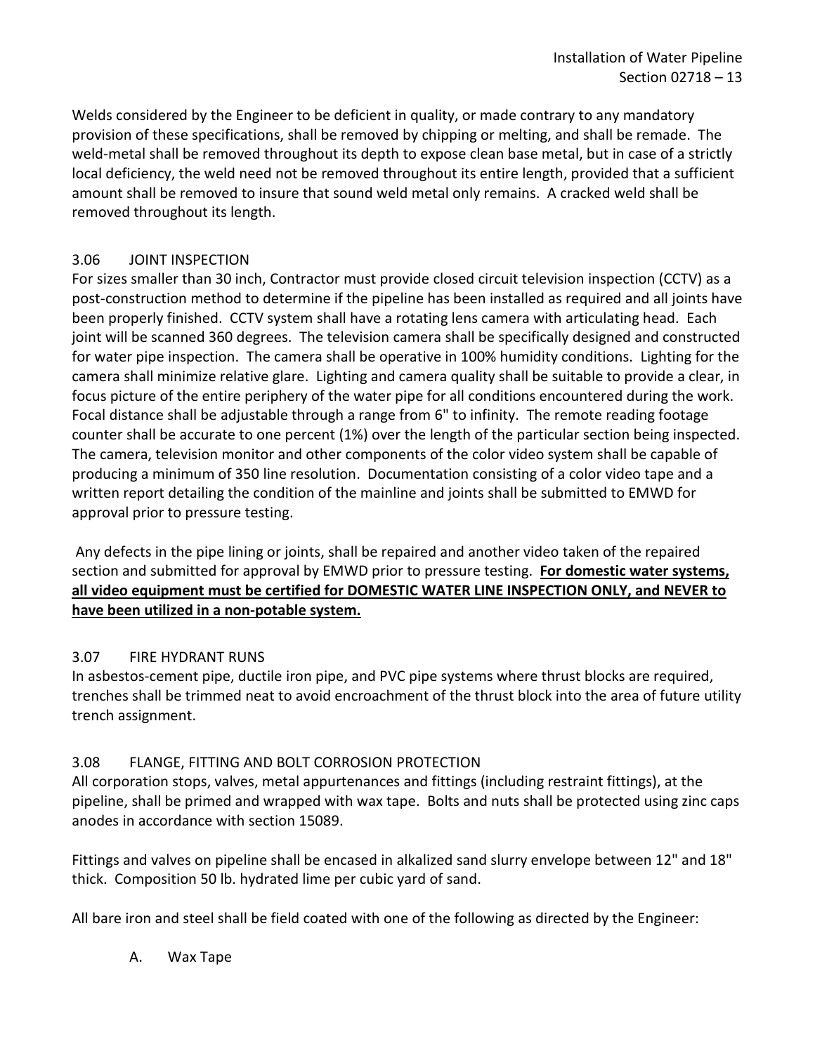Welds considered by the Engineer to be deficient in quality, or made contrary to any mandatory provision of these specifications, shall be removed by chipping or melting, and shall be remade. The weld-metal shall be removed throughout its depth to expose clean base metal, but in case of a strictly local deficiency, the weld need not be removed throughout its entire length, provided that a sufficient amount shall be removed to insure that sound weld metal only remains. A cracked weld shall be removed throughout its length.

### 3.06 JOINT INSPECTION

For sizes smaller than 30 inch, Contractor must provide closed circuit television inspection (CCTV) as a post-construction method to determine if the pipeline has been installed as required and all joints have been properly finished. CCTV system shall have a rotating lens camera with articulating head. Each joint will be scanned 360 degrees. The television camera shall be specifically designed and constructed for water pipe inspection. The camera shall be operative in 100% humidity conditions. Lighting for the camera shall minimize relative glare. Lighting and camera quality shall be suitable to provide a clear, in focus picture of the entire periphery of the water pipe for all conditions encountered during the work. Focal distance shall be adjustable through a range from 6" to infinity. The remote reading footage counter shall be accurate to one percent (1%) over the length of the particular section being inspected. The camera, television monitor and other components of the color video system shall be capable of producing a minimum of 350 line resolution. Documentation consisting of a color video tape and a written report detailing the condition of the mainline and joints shall be submitted to EMWD for approval prior to pressure testing.

Any defects in the pipe lining or joints, shall be repaired and another video taken of the repaired section and submitted for approval by EMWD prior to pressure testing. **For domestic water systems, all video equipment must be certified for DOMESTIC WATER LINE INSPECTION ONLY, and NEVER to have been utilized in a non-potable system.**

### 3.07 FIRE HYDRANT RUNS

In asbestos-cement pipe, ductile iron pipe, and PVC pipe systems where thrust blocks are required, trenches shall be trimmed neat to avoid encroachment of the thrust block into the area of future utility trench assignment.

### 3.08 FLANGE, FITTING AND BOLT CORROSION PROTECTION

All corporation stops, valves, metal appurtenances and fittings (including restraint fittings), at the pipeline, shall be primed and wrapped with wax tape. Bolts and nuts shall be protected using zinc caps anodes in accordance with section 15089.

Fittings and valves on pipeline shall be encased in alkalized sand slurry envelope between 12" and 18" thick. Composition 50 lb. hydrated lime per cubic yard of sand.

All bare iron and steel shall be field coated with one of the following as directed by the Engineer:

A. Wax Tape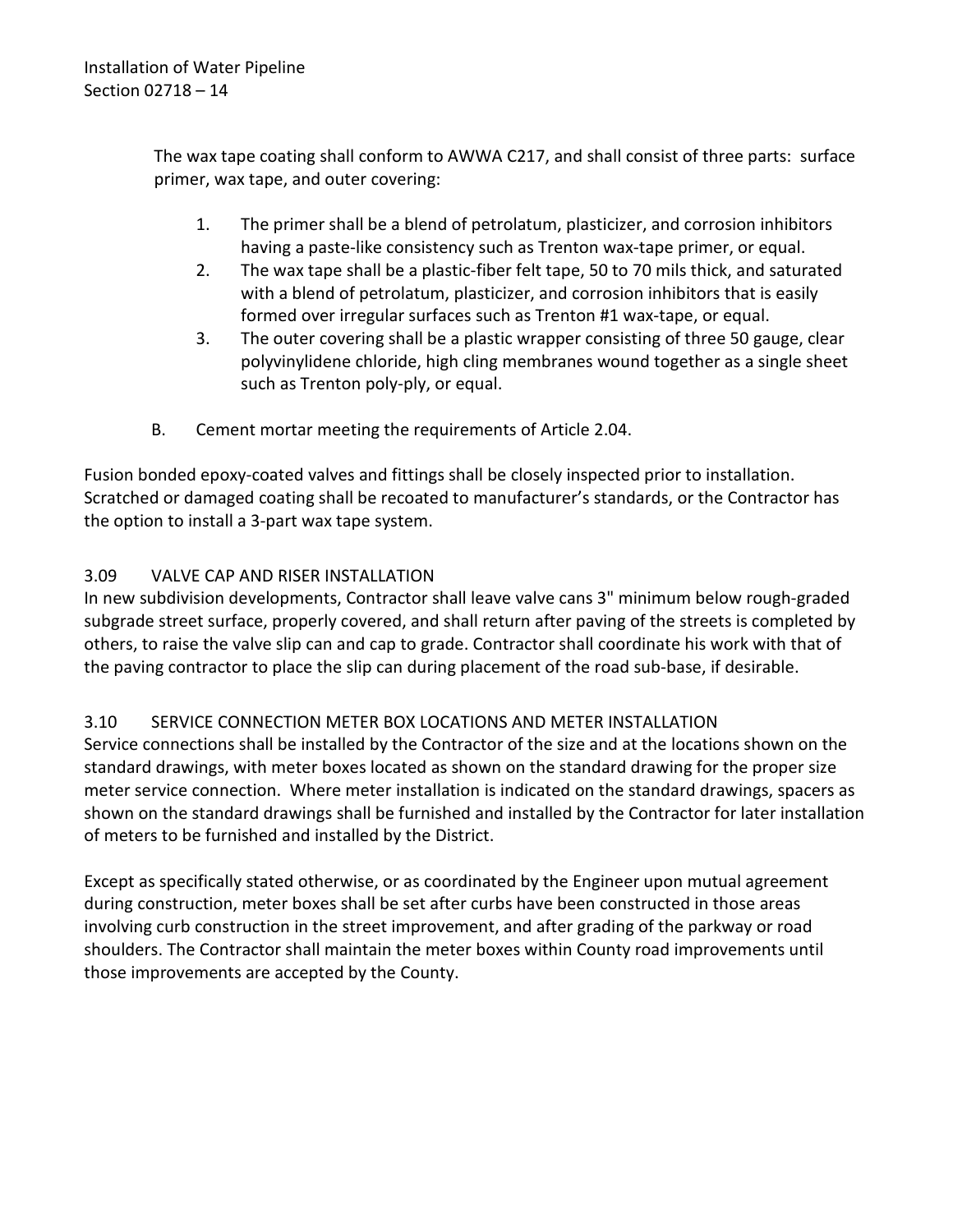The wax tape coating shall conform to AWWA C217, and shall consist of three parts: surface primer, wax tape, and outer covering:

1. The primer shall be a blend of petrolatum, plasticizer, and corrosion inhibitors having a paste-like consistency such as Trenton wax-tape primer, or equal.
2. The wax tape shall be a plastic-fiber felt tape, 50 to 70 mils thick, and saturated with a blend of petrolatum, plasticizer, and corrosion inhibitors that is easily formed over irregular surfaces such as Trenton #1 wax-tape, or equal.
3. The outer covering shall be a plastic wrapper consisting of three 50 gauge, clear polyvinylidene chloride, high cling membranes wound together as a single sheet such as Trenton poly-ply, or equal.

B. Cement mortar meeting the requirements of Article 2.04.

Fusion bonded epoxy-coated valves and fittings shall be closely inspected prior to installation. Scratched or damaged coating shall be recoated to manufacturer's standards, or the Contractor has the option to install a 3-part wax tape system.

### 3.09 VALVE CAP AND RISER INSTALLATION

In new subdivision developments, Contractor shall leave valve cans 3" minimum below rough-graded subgrade street surface, properly covered, and shall return after paving of the streets is completed by others, to raise the valve slip can and cap to grade. Contractor shall coordinate his work with that of the paving contractor to place the slip can during placement of the road sub-base, if desirable.

### 3.10 SERVICE CONNECTION METER BOX LOCATIONS AND METER INSTALLATION

Service connections shall be installed by the Contractor of the size and at the locations shown on the standard drawings, with meter boxes located as shown on the standard drawing for the proper size meter service connection. Where meter installation is indicated on the standard drawings, spacers as shown on the standard drawings shall be furnished and installed by the Contractor for later installation of meters to be furnished and installed by the District.

Except as specifically stated otherwise, or as coordinated by the Engineer upon mutual agreement during construction, meter boxes shall be set after curbs have been constructed in those areas involving curb construction in the street improvement, and after grading of the parkway or road shoulders. The Contractor shall maintain the meter boxes within County road improvements until those improvements are accepted by the County.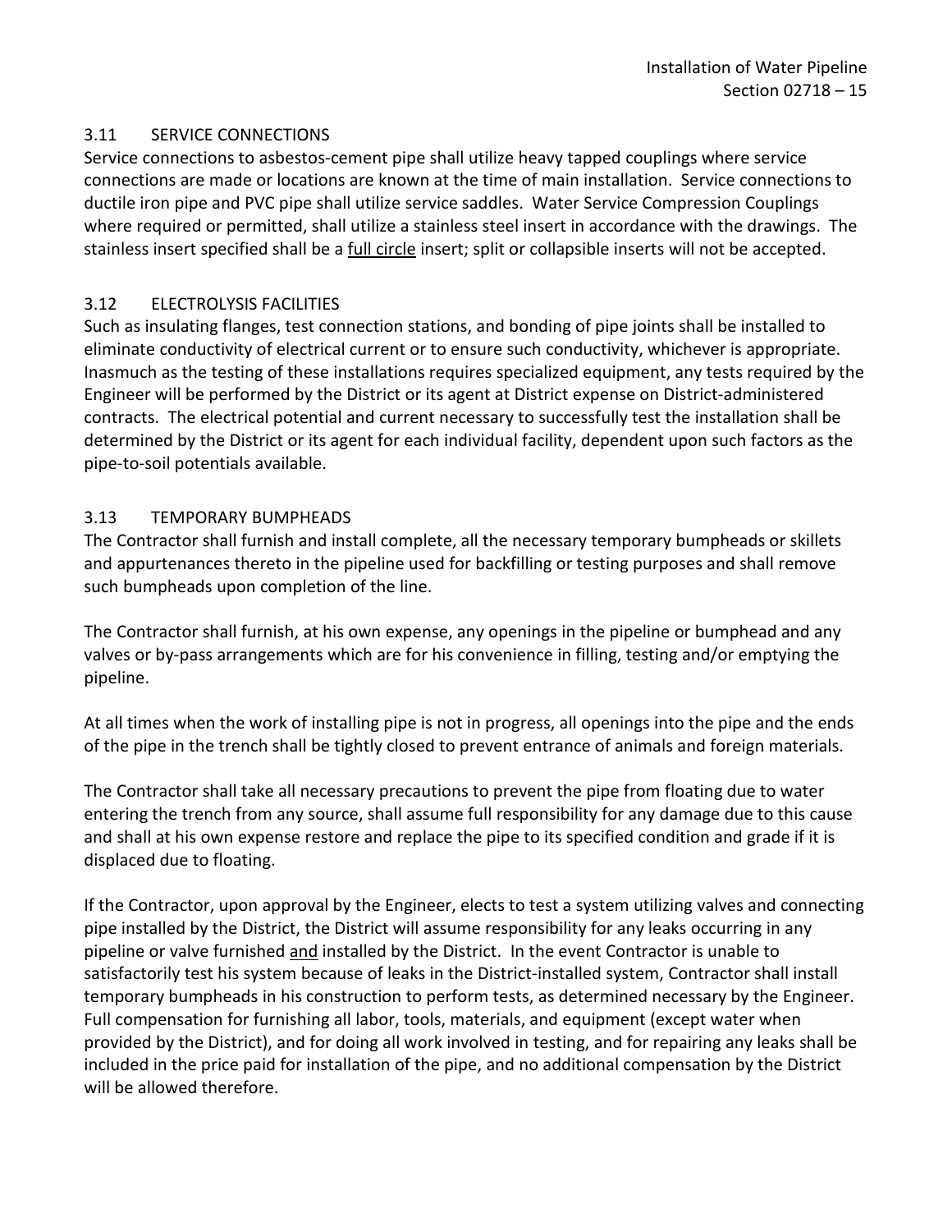### 3.11 SERVICE CONNECTIONS

Service connections to asbestos-cement pipe shall utilize heavy tapped couplings where service connections are made or locations are known at the time of main installation. Service connections to ductile iron pipe and PVC pipe shall utilize service saddles. Water Service Compression Couplings where required or permitted, shall utilize a stainless steel insert in accordance with the drawings. The stainless insert specified shall be a <u>full circle</u> insert; split or collapsible inserts will not be accepted.

### 3.12 ELECTROLYSIS FACILITIES

Such as insulating flanges, test connection stations, and bonding of pipe joints shall be installed to eliminate conductivity of electrical current or to ensure such conductivity, whichever is appropriate. Inasmuch as the testing of these installations requires specialized equipment, any tests required by the Engineer will be performed by the District or its agent at District expense on District-administered contracts. The electrical potential and current necessary to successfully test the installation shall be determined by the District or its agent for each individual facility, dependent upon such factors as the pipe-to-soil potentials available.

### 3.13 TEMPORARY BUMPHEADS

The Contractor shall furnish and install complete, all the necessary temporary bumpheads or skillets and appurtenances thereto in the pipeline used for backfilling or testing purposes and shall remove such bumpheads upon completion of the line.

The Contractor shall furnish, at his own expense, any openings in the pipeline or bumphead and any valves or by-pass arrangements which are for his convenience in filling, testing and/or emptying the pipeline.

At all times when the work of installing pipe is not in progress, all openings into the pipe and the ends of the pipe in the trench shall be tightly closed to prevent entrance of animals and foreign materials.

The Contractor shall take all necessary precautions to prevent the pipe from floating due to water entering the trench from any source, shall assume full responsibility for any damage due to this cause and shall at his own expense restore and replace the pipe to its specified condition and grade if it is displaced due to floating.

If the Contractor, upon approval by the Engineer, elects to test a system utilizing valves and connecting pipe installed by the District, the District will assume responsibility for any leaks occurring in any pipeline or valve furnished <u>and</u> installed by the District. In the event Contractor is unable to satisfactorily test his system because of leaks in the District-installed system, Contractor shall install temporary bumpheads in his construction to perform tests, as determined necessary by the Engineer. Full compensation for furnishing all labor, tools, materials, and equipment (except water when provided by the District), and for doing all work involved in testing, and for repairing any leaks shall be included in the price paid for installation of the pipe, and no additional compensation by the District will be allowed therefore.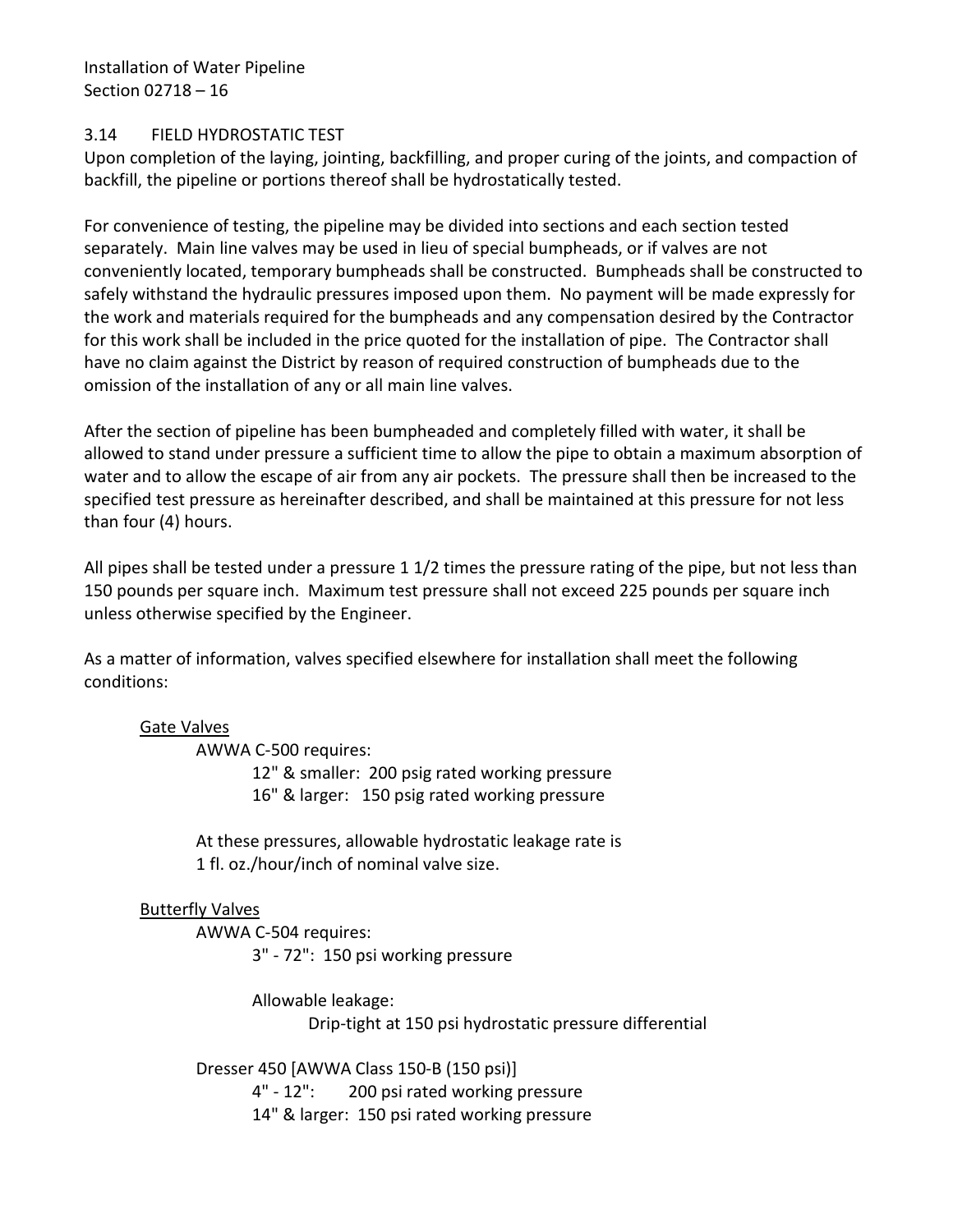### 3.14 FIELD HYDROSTATIC TEST

Upon completion of the laying, jointing, backfilling, and proper curing of the joints, and compaction of backfill, the pipeline or portions thereof shall be hydrostatically tested.

For convenience of testing, the pipeline may be divided into sections and each section tested separately. Main line valves may be used in lieu of special bumpheads, or if valves are not conveniently located, temporary bumpheads shall be constructed. Bumpheads shall be constructed to safely withstand the hydraulic pressures imposed upon them. No payment will be made expressly for the work and materials required for the bumpheads and any compensation desired by the Contractor for this work shall be included in the price quoted for the installation of pipe. The Contractor shall have no claim against the District by reason of required construction of bumpheads due to the omission of the installation of any or all main line valves.

After the section of pipeline has been bumpheaded and completely filled with water, it shall be allowed to stand under pressure a sufficient time to allow the pipe to obtain a maximum absorption of water and to allow the escape of air from any air pockets. The pressure shall then be increased to the specified test pressure as hereinafter described, and shall be maintained at this pressure for not less than four (4) hours.

All pipes shall be tested under a pressure 1 1/2 times the pressure rating of the pipe, but not less than 150 pounds per square inch. Maximum test pressure shall not exceed 225 pounds per square inch unless otherwise specified by the Engineer.

As a matter of information, valves specified elsewhere for installation shall meet the following conditions:

<u>Gate Valves</u>

AWWA C-500 requires:

- 12" & smaller: 200 psig rated working pressure
- 16" & larger: 150 psig rated working pressure

At these pressures, allowable hydrostatic leakage rate is 1 fl. oz./hour/inch of nominal valve size.

<u>Butterfly Valves</u>

AWWA C-504 requires:

- 3" - 72": 150 psi working pressure

Allowable leakage:

Drip-tight at 150 psi hydrostatic pressure differential

Dresser 450 [AWWA Class 150-B (150 psi)]

- 4" - 12": 200 psi rated working pressure
- 14" & larger: 150 psi rated working pressure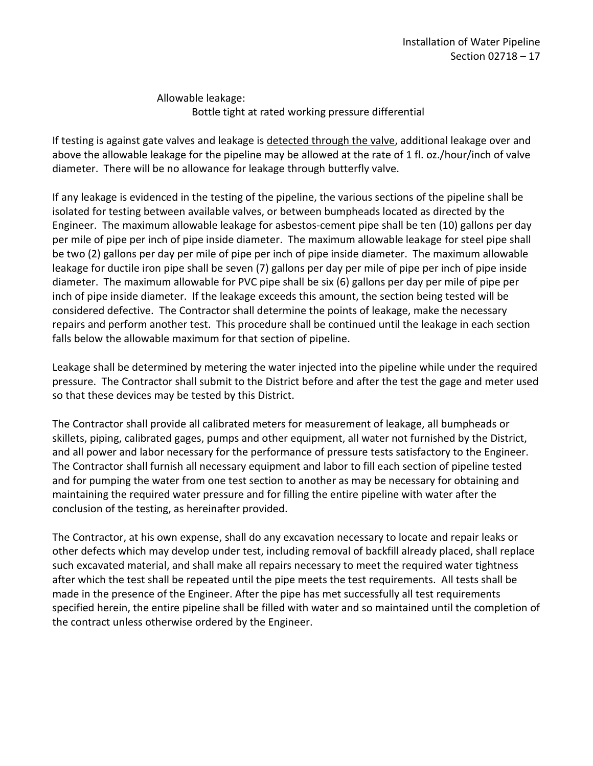Allowable leakage:

Bottle tight at rated working pressure differential

If testing is against gate valves and leakage is <u>detected through the valve</u>, additional leakage over and above the allowable leakage for the pipeline may be allowed at the rate of 1 fl. oz./hour/inch of valve diameter. There will be no allowance for leakage through butterfly valve.

If any leakage is evidenced in the testing of the pipeline, the various sections of the pipeline shall be isolated for testing between available valves, or between bumpheads located as directed by the Engineer. The maximum allowable leakage for asbestos-cement pipe shall be ten (10) gallons per day per mile of pipe per inch of pipe inside diameter. The maximum allowable leakage for steel pipe shall be two (2) gallons per day per mile of pipe per inch of pipe inside diameter. The maximum allowable leakage for ductile iron pipe shall be seven (7) gallons per day per mile of pipe per inch of pipe inside diameter. The maximum allowable for PVC pipe shall be six (6) gallons per day per mile of pipe per inch of pipe inside diameter. If the leakage exceeds this amount, the section being tested will be considered defective. The Contractor shall determine the points of leakage, make the necessary repairs and perform another test. This procedure shall be continued until the leakage in each section falls below the allowable maximum for that section of pipeline.

Leakage shall be determined by metering the water injected into the pipeline while under the required pressure. The Contractor shall submit to the District before and after the test the gage and meter used so that these devices may be tested by this District.

The Contractor shall provide all calibrated meters for measurement of leakage, all bumpheads or skillets, piping, calibrated gages, pumps and other equipment, all water not furnished by the District, and all power and labor necessary for the performance of pressure tests satisfactory to the Engineer. The Contractor shall furnish all necessary equipment and labor to fill each section of pipeline tested and for pumping the water from one test section to another as may be necessary for obtaining and maintaining the required water pressure and for filling the entire pipeline with water after the conclusion of the testing, as hereinafter provided.

The Contractor, at his own expense, shall do any excavation necessary to locate and repair leaks or other defects which may develop under test, including removal of backfill already placed, shall replace such excavated material, and shall make all repairs necessary to meet the required water tightness after which the test shall be repeated until the pipe meets the test requirements. All tests shall be made in the presence of the Engineer. After the pipe has met successfully all test requirements specified herein, the entire pipeline shall be filled with water and so maintained until the completion of the contract unless otherwise ordered by the Engineer.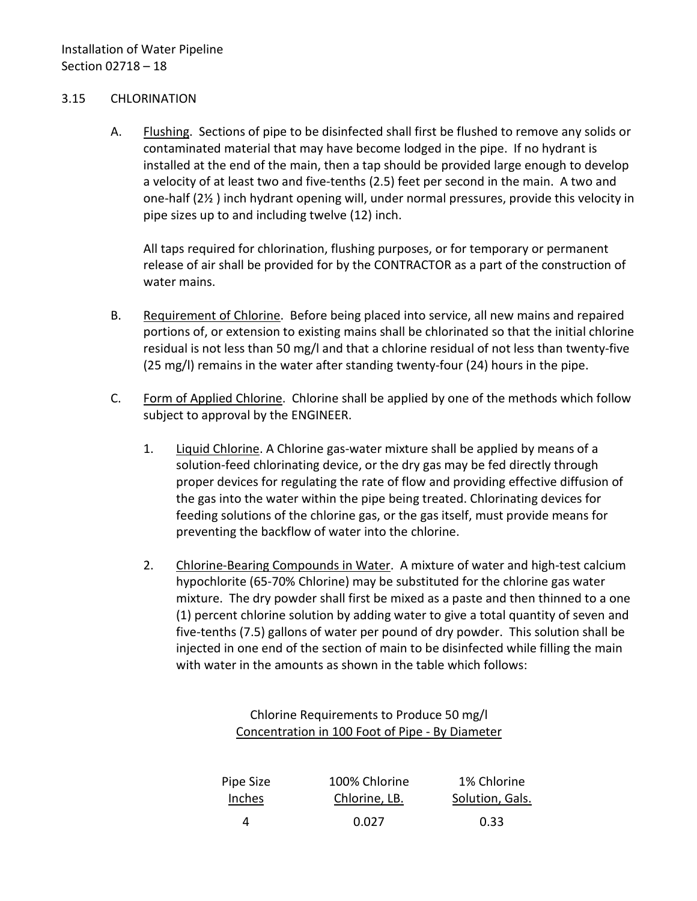### 3.15 CHLORINATION

A. Flushing. Sections of pipe to be disinfected shall first be flushed to remove any solids or contaminated material that may have become lodged in the pipe. If no hydrant is installed at the end of the main, then a tap should be provided large enough to develop a velocity of at least two and five-tenths (2.5) feet per second in the main. A two and one-half (2½ ) inch hydrant opening will, under normal pressures, provide this velocity in pipe sizes up to and including twelve (12) inch.

All taps required for chlorination, flushing purposes, or for temporary or permanent release of air shall be provided for by the CONTRACTOR as a part of the construction of water mains.

B. Requirement of Chlorine. Before being placed into service, all new mains and repaired portions of, or extension to existing mains shall be chlorinated so that the initial chlorine residual is not less than 50 mg/l and that a chlorine residual of not less than twenty-five (25 mg/l) remains in the water after standing twenty-four (24) hours in the pipe.

C. Form of Applied Chlorine. Chlorine shall be applied by one of the methods which follow subject to approval by the ENGINEER.

1. Liquid Chlorine. A Chlorine gas-water mixture shall be applied by means of a solution-feed chlorinating device, or the dry gas may be fed directly through proper devices for regulating the rate of flow and providing effective diffusion of the gas into the water within the pipe being treated. Chlorinating devices for feeding solutions of the chlorine gas, or the gas itself, must provide means for preventing the backflow of water into the chlorine.

2. Chlorine-Bearing Compounds in Water. A mixture of water and high-test calcium hypochlorite (65-70% Chlorine) may be substituted for the chlorine gas water mixture. The dry powder shall first be mixed as a paste and then thinned to a one (1) percent chlorine solution by adding water to give a total quantity of seven and five-tenths (7.5) gallons of water per pound of dry powder. This solution shall be injected in one end of the section of main to be disinfected while filling the main with water in the amounts as shown in the table which follows:

Chlorine Requirements to Produce 50 mg/l
Concentration in 100 Foot of Pipe - By Diameter

| Pipe Size Inches | 100% Chlorine Chlorine, LB. | 1% Chlorine Solution, Gals. |
|---|---|---|
| 4 | 0.027 | 0.33 |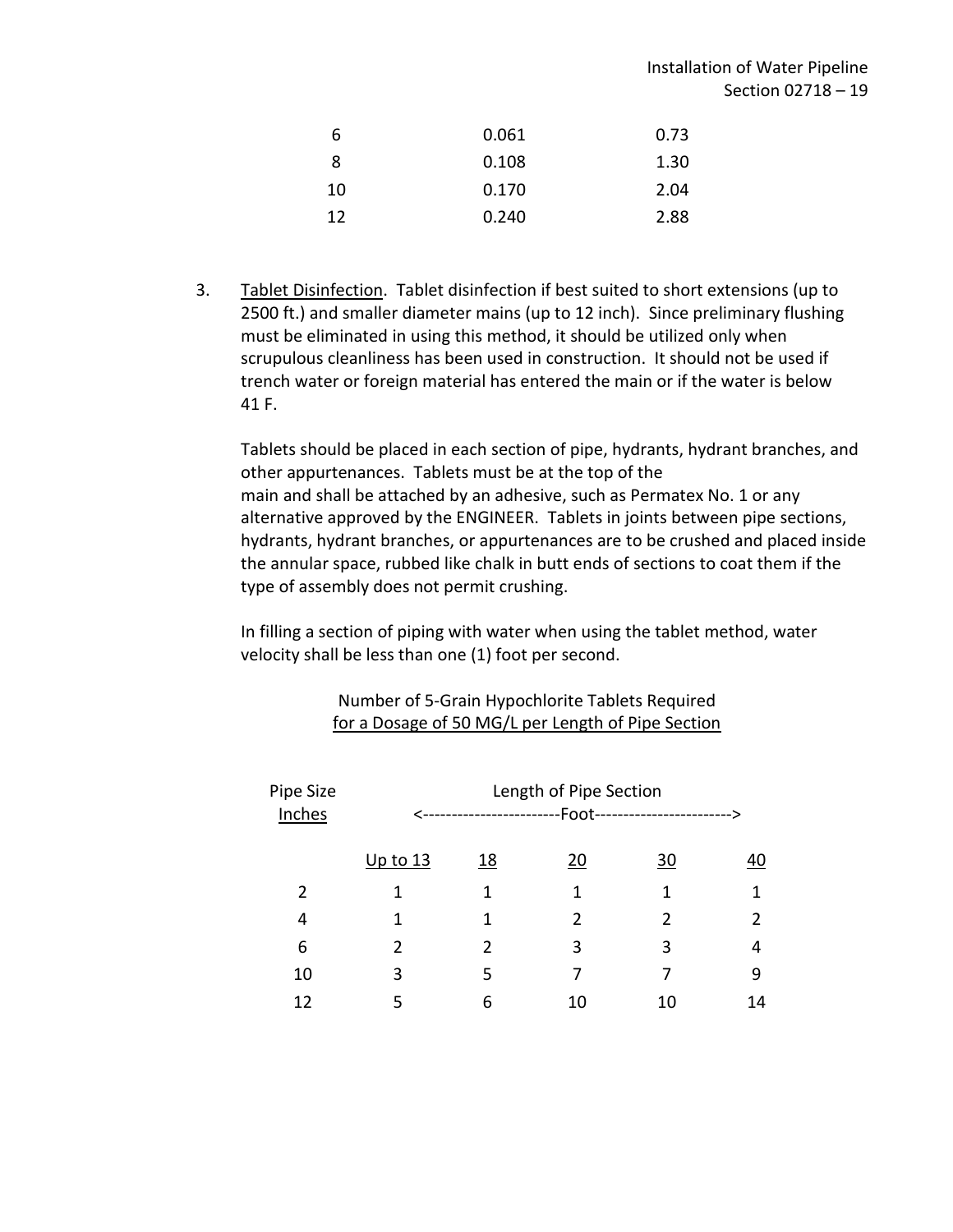| | | |
|---|---|---|
| 6 | 0.061 | 0.73 |
| 8 | 0.108 | 1.30 |
| 10 | 0.170 | 2.04 |
| 12 | 0.240 | 2.88 |

3. Tablet Disinfection. Tablet disinfection if best suited to short extensions (up to 2500 ft.) and smaller diameter mains (up to 12 inch). Since preliminary flushing must be eliminated in using this method, it should be utilized only when scrupulous cleanliness has been used in construction. It should not be used if trench water or foreign material has entered the main or if the water is below 41 F.

   Tablets should be placed in each section of pipe, hydrants, hydrant branches, and other appurtenances. Tablets must be at the top of the main and shall be attached by an adhesive, such as Permatex No. 1 or any alternative approved by the ENGINEER. Tablets in joints between pipe sections, hydrants, hydrant branches, or appurtenances are to be crushed and placed inside the annular space, rubbed like chalk in butt ends of sections to coat them if the type of assembly does not permit crushing.

   In filling a section of piping with water when using the tablet method, water velocity shall be less than one (1) foot per second.

Number of 5-Grain Hypochlorite Tablets Required
for a Dosage of 50 MG/L per Length of Pipe Section

| Pipe Size Inches | Length of Pipe Section <------------------------Foot------------------------> | | | | |
|---|---|---|---|---|---|
| | Up to 13 | 18 | 20 | 30 | 40 |
| 2 | 1 | 1 | 1 | 1 | 1 |
| 4 | 1 | 1 | 2 | 2 | 2 |
| 6 | 2 | 2 | 3 | 3 | 4 |
| 10 | 3 | 5 | 7 | 7 | 9 |
| 12 | 5 | 6 | 10 | 10 | 14 |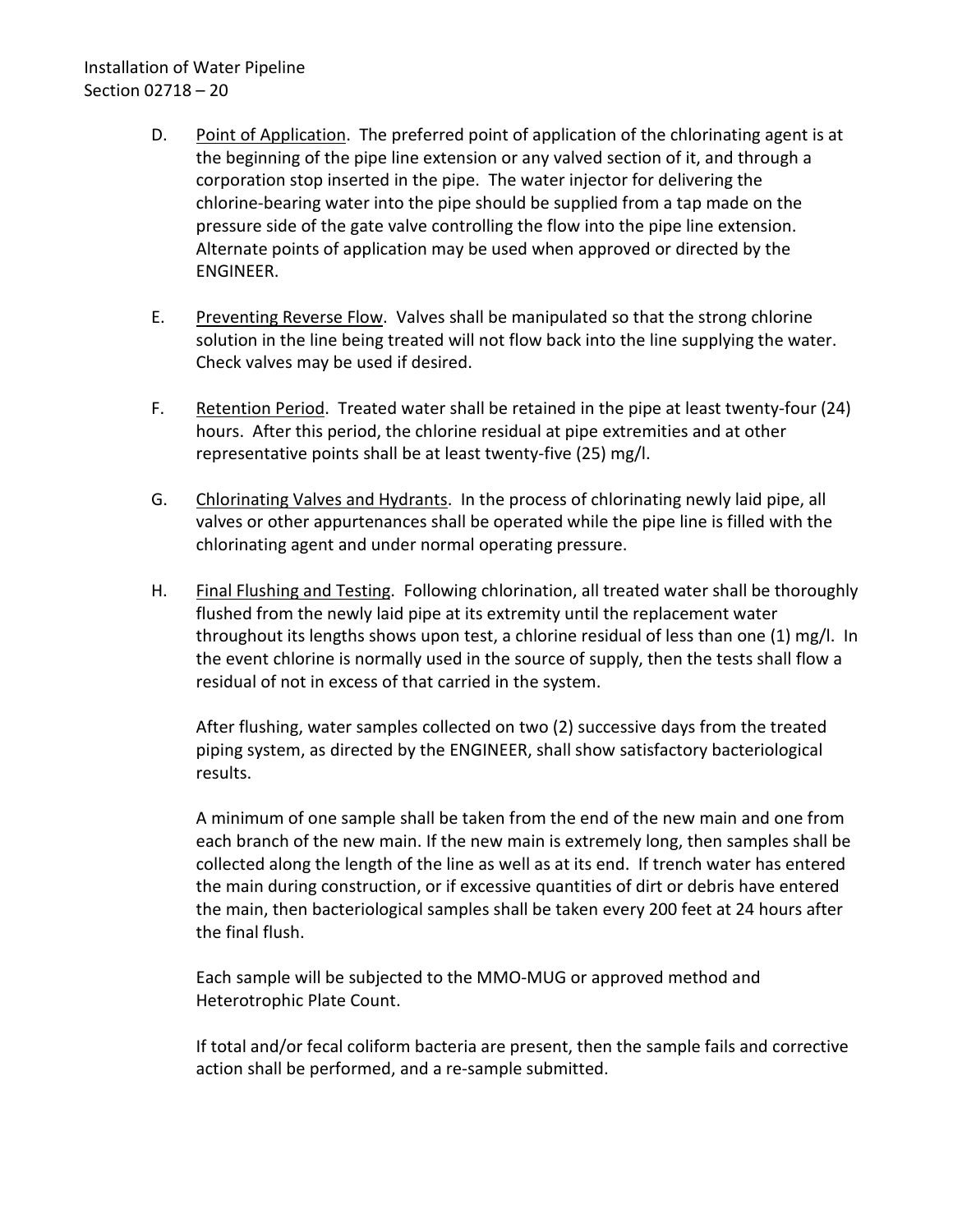D. Point of Application. The preferred point of application of the chlorinating agent is at the beginning of the pipe line extension or any valved section of it, and through a corporation stop inserted in the pipe. The water injector for delivering the chlorine-bearing water into the pipe should be supplied from a tap made on the pressure side of the gate valve controlling the flow into the pipe line extension. Alternate points of application may be used when approved or directed by the ENGINEER.

E. Preventing Reverse Flow. Valves shall be manipulated so that the strong chlorine solution in the line being treated will not flow back into the line supplying the water. Check valves may be used if desired.

F. Retention Period. Treated water shall be retained in the pipe at least twenty-four (24) hours. After this period, the chlorine residual at pipe extremities and at other representative points shall be at least twenty-five (25) mg/l.

G. Chlorinating Valves and Hydrants. In the process of chlorinating newly laid pipe, all valves or other appurtenances shall be operated while the pipe line is filled with the chlorinating agent and under normal operating pressure.

H. Final Flushing and Testing. Following chlorination, all treated water shall be thoroughly flushed from the newly laid pipe at its extremity until the replacement water throughout its lengths shows upon test, a chlorine residual of less than one (1) mg/l. In the event chlorine is normally used in the source of supply, then the tests shall flow a residual of not in excess of that carried in the system.

   After flushing, water samples collected on two (2) successive days from the treated piping system, as directed by the ENGINEER, shall show satisfactory bacteriological results.

   A minimum of one sample shall be taken from the end of the new main and one from each branch of the new main. If the new main is extremely long, then samples shall be collected along the length of the line as well as at its end. If trench water has entered the main during construction, or if excessive quantities of dirt or debris have entered the main, then bacteriological samples shall be taken every 200 feet at 24 hours after the final flush.

   Each sample will be subjected to the MMO-MUG or approved method and Heterotrophic Plate Count.

   If total and/or fecal coliform bacteria are present, then the sample fails and corrective action shall be performed, and a re-sample submitted.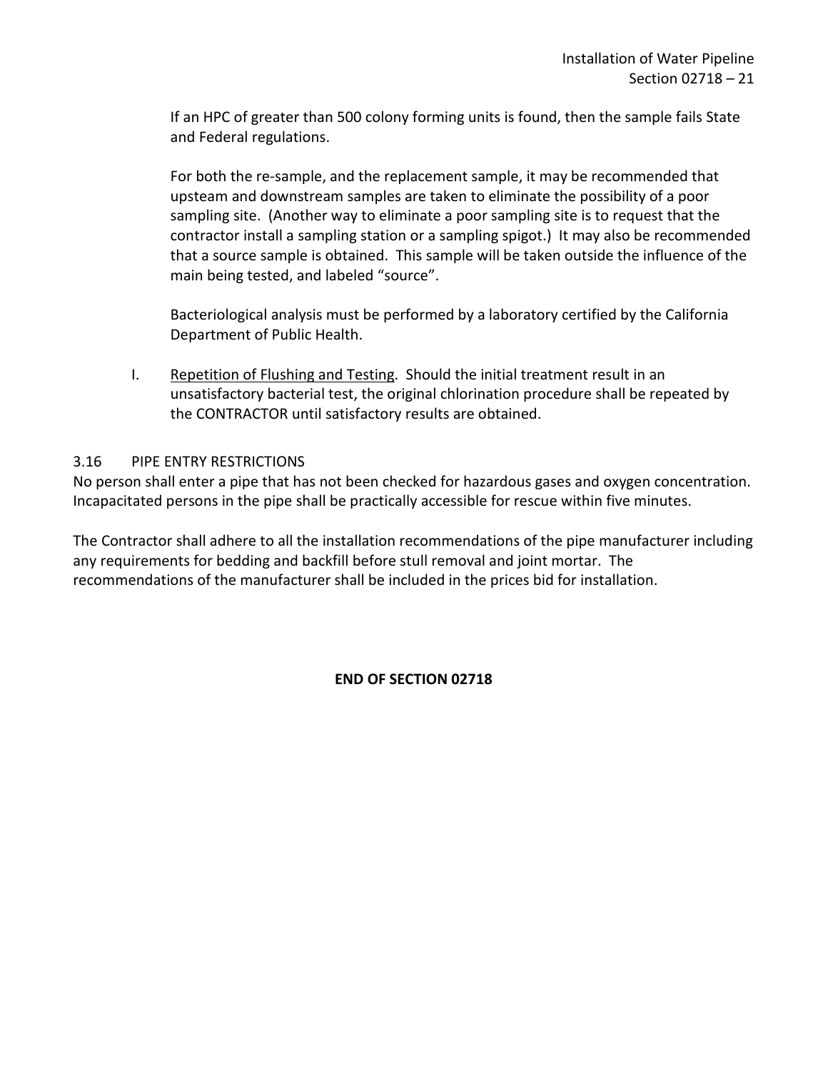If an HPC of greater than 500 colony forming units is found, then the sample fails State and Federal regulations.

For both the re-sample, and the replacement sample, it may be recommended that upsteam and downstream samples are taken to eliminate the possibility of a poor sampling site. (Another way to eliminate a poor sampling site is to request that the contractor install a sampling station or a sampling spigot.) It may also be recommended that a source sample is obtained. This sample will be taken outside the influence of the main being tested, and labeled "source".

Bacteriological analysis must be performed by a laboratory certified by the California Department of Public Health.

I. Repetition of Flushing and Testing. Should the initial treatment result in an unsatisfactory bacterial test, the original chlorination procedure shall be repeated by the CONTRACTOR until satisfactory results are obtained.

### 3.16 PIPE ENTRY RESTRICTIONS

No person shall enter a pipe that has not been checked for hazardous gases and oxygen concentration. Incapacitated persons in the pipe shall be practically accessible for rescue within five minutes.

The Contractor shall adhere to all the installation recommendations of the pipe manufacturer including any requirements for bedding and backfill before stull removal and joint mortar. The recommendations of the manufacturer shall be included in the prices bid for installation.

**END OF SECTION 02718**